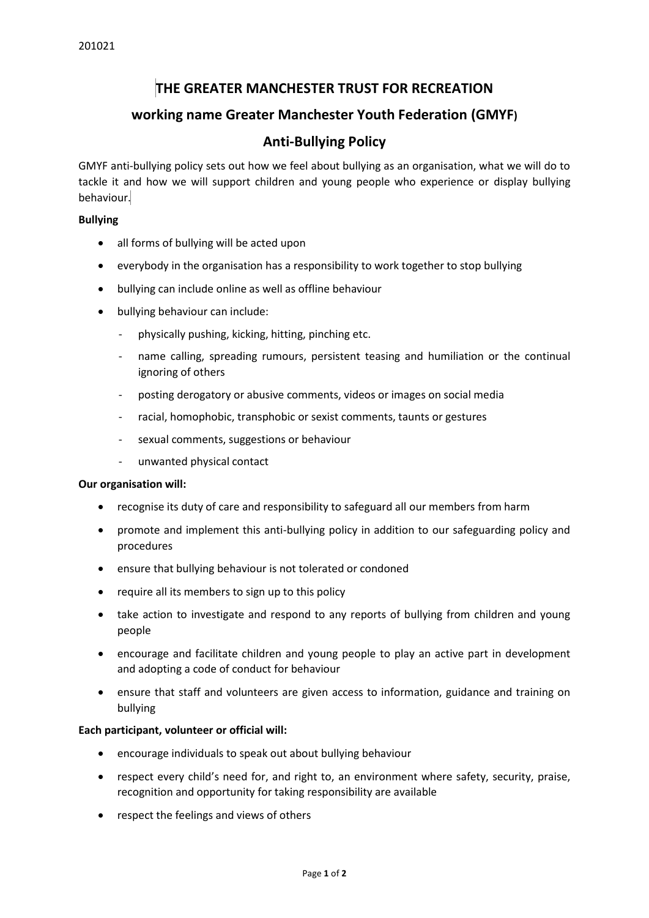201021

# THE GREATER MANCHESTER TRUST FOR RECREATION

## working name Greater Manchester Youth Federation (GMYF)

## Anti-Bullying Policy

GMYF anti-bullying policy sets out how we feel about bullying as an organisation, what we will do to tackle it and how we will support children and young people who experience or display bullying behaviour.

**Bullying**

- all forms of bullying will be acted upon
- everybody in the organisation has a responsibility to work together to stop bullying
- bullying can include online as well as offline behaviour
- bullying behaviour can include:
  - physically pushing, kicking, hitting, pinching etc.
  - name calling, spreading rumours, persistent teasing and humiliation or the continual ignoring of others
  - posting derogatory or abusive comments, videos or images on social media
  - racial, homophobic, transphobic or sexist comments, taunts or gestures
  - sexual comments, suggestions or behaviour
  - unwanted physical contact

**Our organisation will:**

- recognise its duty of care and responsibility to safeguard all our members from harm
- promote and implement this anti-bullying policy in addition to our safeguarding policy and procedures
- ensure that bullying behaviour is not tolerated or condoned
- require all its members to sign up to this policy
- take action to investigate and respond to any reports of bullying from children and young people
- encourage and facilitate children and young people to play an active part in development and adopting a code of conduct for behaviour
- ensure that staff and volunteers are given access to information, guidance and training on bullying

**Each participant, volunteer or official will:**

- encourage individuals to speak out about bullying behaviour
- respect every child's need for, and right to, an environment where safety, security, praise, recognition and opportunity for taking responsibility are available
- respect the feelings and views of others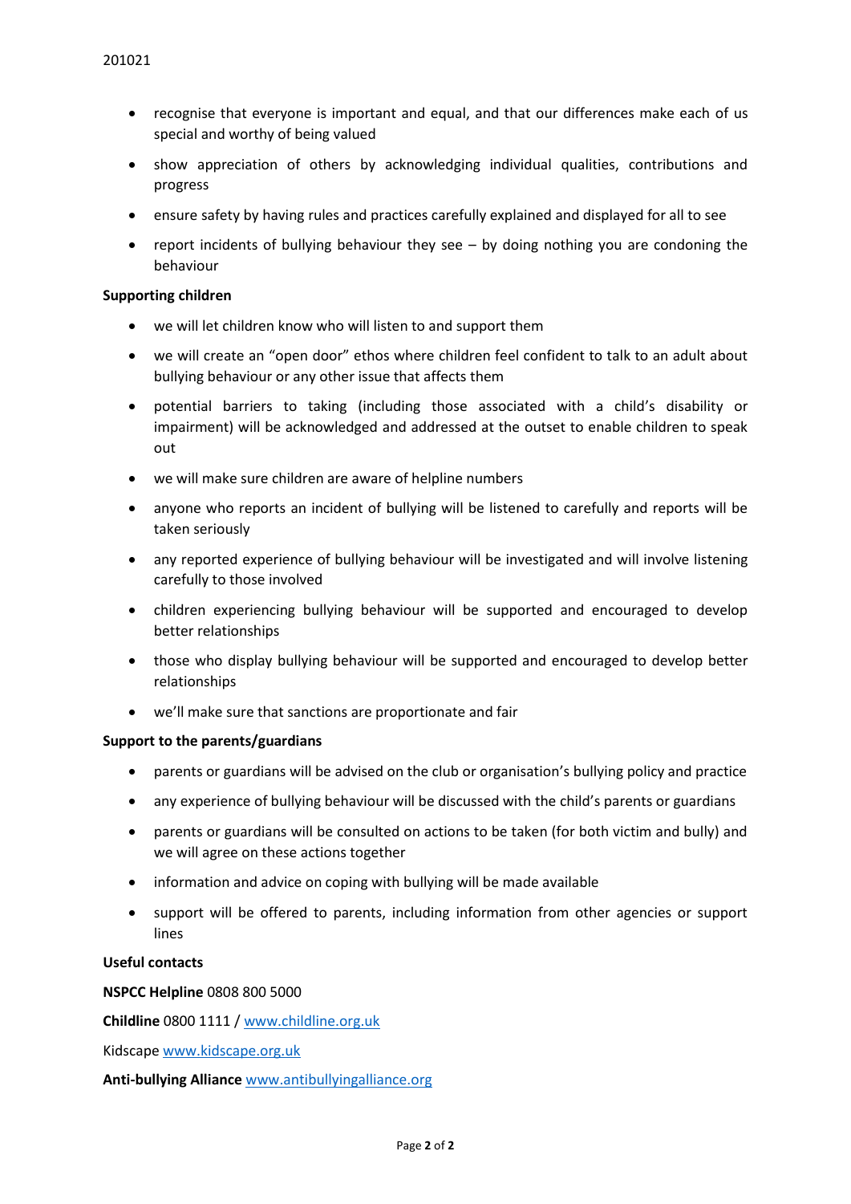- recognise that everyone is important and equal, and that our differences make each of us special and worthy of being valued
- show appreciation of others by acknowledging individual qualities, contributions and progress
- ensure safety by having rules and practices carefully explained and displayed for all to see
- report incidents of bullying behaviour they see – by doing nothing you are condoning the behaviour

**Supporting children**

- we will let children know who will listen to and support them
- we will create an "open door" ethos where children feel confident to talk to an adult about bullying behaviour or any other issue that affects them
- potential barriers to taking (including those associated with a child's disability or impairment) will be acknowledged and addressed at the outset to enable children to speak out
- we will make sure children are aware of helpline numbers
- anyone who reports an incident of bullying will be listened to carefully and reports will be taken seriously
- any reported experience of bullying behaviour will be investigated and will involve listening carefully to those involved
- children experiencing bullying behaviour will be supported and encouraged to develop better relationships
- those who display bullying behaviour will be supported and encouraged to develop better relationships
- we'll make sure that sanctions are proportionate and fair

**Support to the parents/guardians**

- parents or guardians will be advised on the club or organisation's bullying policy and practice
- any experience of bullying behaviour will be discussed with the child's parents or guardians
- parents or guardians will be consulted on actions to be taken (for both victim and bully) and we will agree on these actions together
- information and advice on coping with bullying will be made available
- support will be offered to parents, including information from other agencies or support lines

**Useful contacts**

**NSPCC Helpline** 0808 800 5000

**Childline** 0800 1111 / www.childline.org.uk

Kidscape www.kidscape.org.uk

**Anti-bullying Alliance** www.antibullyingalliance.org